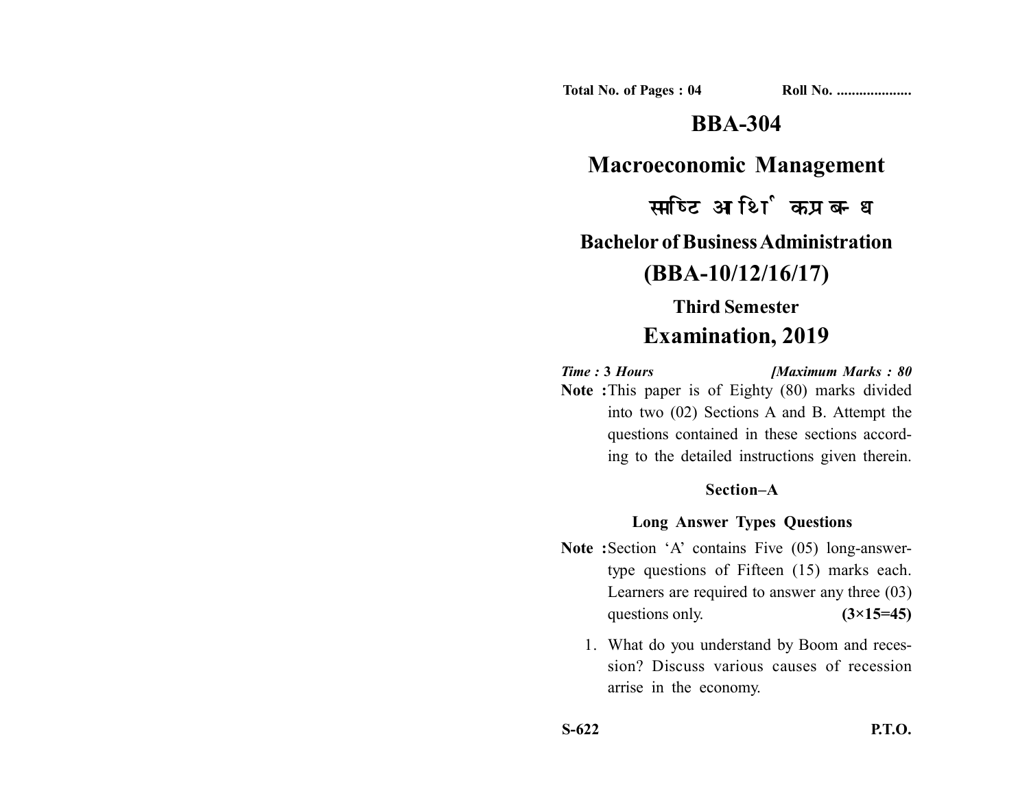**Total No. of Pages : 04** **Roll No. ...................**

# BBA-304

## Macroeconomic Management

## समष्टि आर्थिक प्रबन्ध

## Bachelor of Business Administration

## (BBA-10/12/16/17)

### Third Semester

## Examination, 2019

*Time :* **3** *Hours* *[Maximum Marks : 80*

**Note :** This paper is of Eighty (80) marks divided into two (02) Sections A and B. Attempt the questions contained in these sections according to the detailed instructions given therein.

### Section–A

### Long Answer Types Questions

**Note :** Section 'A' contains Five (05) long-answer-type questions of Fifteen (15) marks each. Learners are required to answer any three (03) questions only. **(3×15=45)**

1. What do you understand by Boom and recession? Discuss various causes of recession arrise in the economy.

**S-622** **P.T.O.**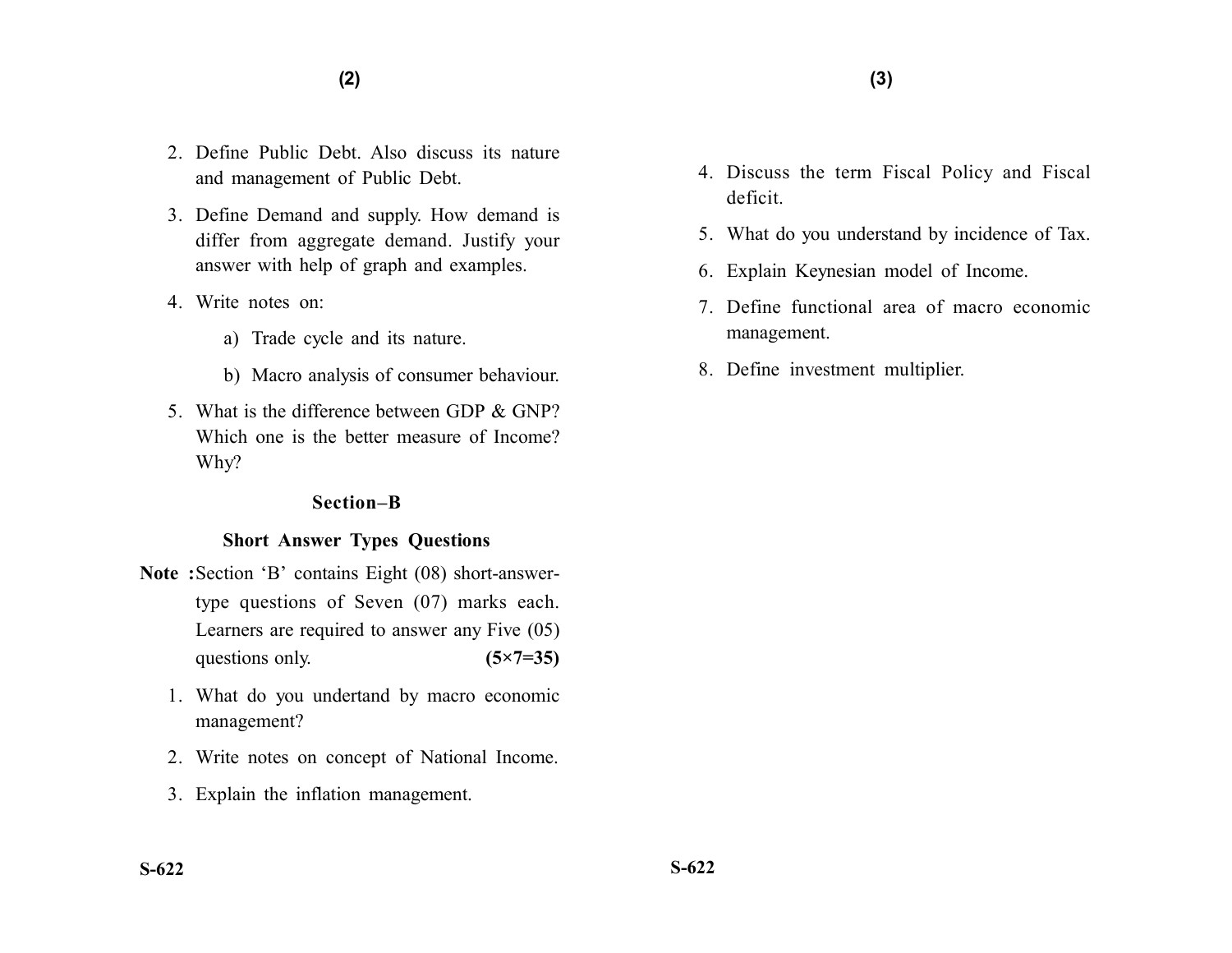2. Define Public Debt. Also discuss its nature and management of Public Debt.

3. Define Demand and supply. How demand is differ from aggregate demand. Justify your answer with help of graph and examples.

4. Write notes on:

   a) Trade cycle and its nature.

   b) Macro analysis of consumer behaviour.

5. What is the difference between GDP & GNP? Which one is the better measure of Income? Why?

## Section–B

### Short Answer Types Questions

**Note :** Section 'B' contains Eight (08) short-answer-type questions of Seven (07) marks each. Learners are required to answer any Five (05) questions only. **(5×7=35)**

1. What do you undertand by macro economic management?

2. Write notes on concept of National Income.

3. Explain the inflation management.

4. Discuss the term Fiscal Policy and Fiscal deficit.

5. What do you understand by incidence of Tax.

6. Explain Keynesian model of Income.

7. Define functional area of macro economic management.

8. Define investment multiplier.